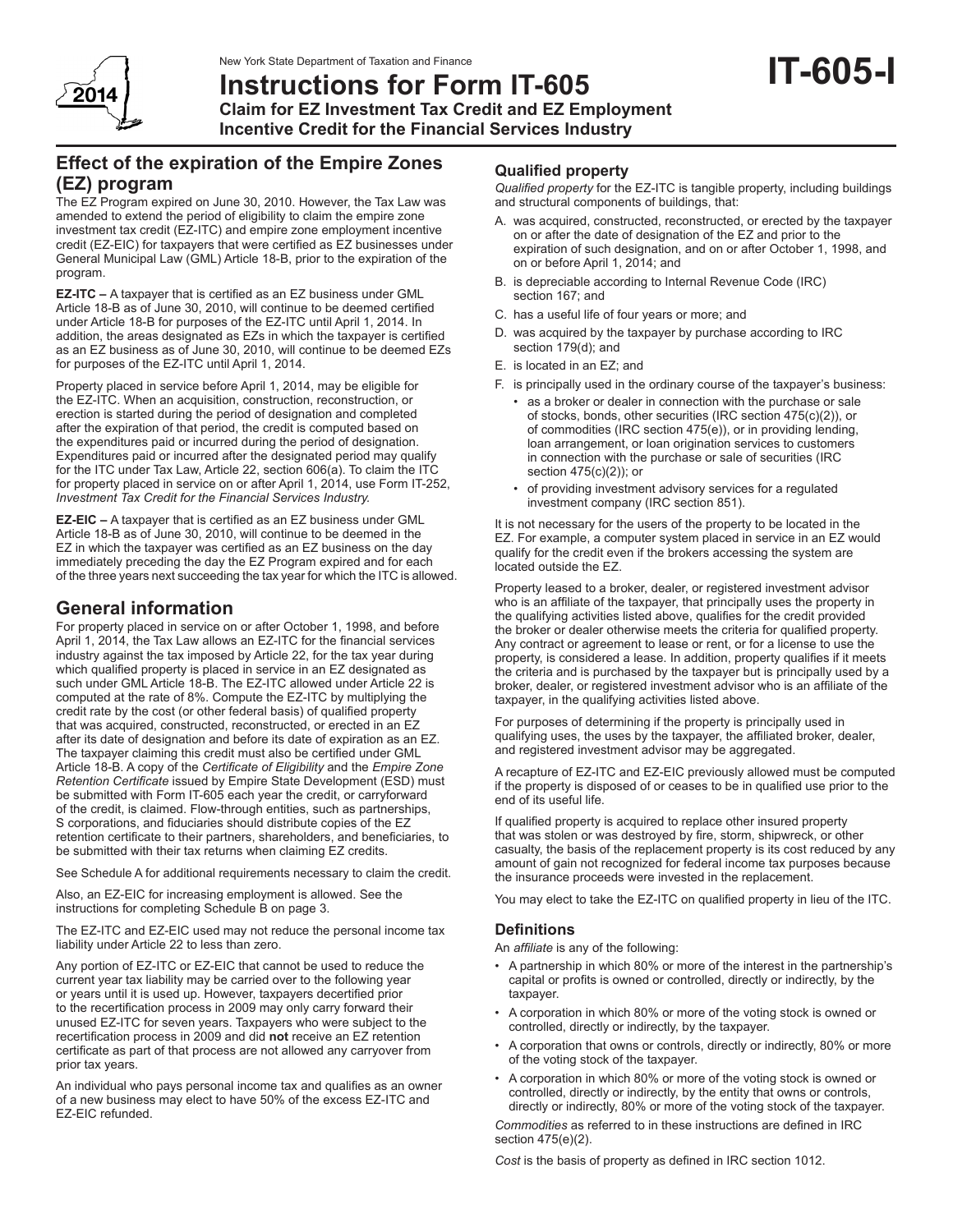New York State Department of Taxation and Finance

# Instructions for Form IT-605

**IT-605-I**

**Claim for EZ Investment Tax Credit and EZ Employment Incentive Credit for the Financial Services Industry**

## Effect of the expiration of the Empire Zones (EZ) program

The EZ Program expired on June 30, 2010. However, the Tax Law was amended to extend the period of eligibility to claim the empire zone investment tax credit (EZ-ITC) and empire zone employment incentive credit (EZ-EIC) for taxpayers that were certified as EZ businesses under General Municipal Law (GML) Article 18-B, prior to the expiration of the program.

**EZ-ITC –** A taxpayer that is certified as an EZ business under GML Article 18-B as of June 30, 2010, will continue to be deemed certified under Article 18-B for purposes of the EZ-ITC until April 1, 2014. In addition, the areas designated as EZs in which the taxpayer is certified as an EZ business as of June 30, 2010, will continue to be deemed EZs for purposes of the EZ-ITC until April 1, 2014.

Property placed in service before April 1, 2014, may be eligible for the EZ-ITC. When an acquisition, construction, reconstruction, or erection is started during the period of designation and completed after the expiration of that period, the credit is computed based on the expenditures paid or incurred during the period of designation. Expenditures paid or incurred after the designated period may qualify for the ITC under Tax Law, Article 22, section 606(a). To claim the ITC for property placed in service on or after April 1, 2014, use Form IT-252, *Investment Tax Credit for the Financial Services Industry.*

**EZ-EIC –** A taxpayer that is certified as an EZ business under GML Article 18-B as of June 30, 2010, will continue to be deemed in the EZ in which the taxpayer was certified as an EZ business on the day immediately preceding the day the EZ Program expired and for each of the three years next succeeding the tax year for which the ITC is allowed.

## General information

For property placed in service on or after October 1, 1998, and before April 1, 2014, the Tax Law allows an EZ-ITC for the financial services industry against the tax imposed by Article 22, for the tax year during which qualified property is placed in service in an EZ designated as such under GML Article 18-B. The EZ-ITC allowed under Article 22 is computed at the rate of 8%. Compute the EZ-ITC by multiplying the credit rate by the cost (or other federal basis) of qualified property that was acquired, constructed, reconstructed, or erected in an EZ after its date of designation and before its date of expiration as an EZ. The taxpayer claiming this credit must also be certified under GML Article 18-B. A copy of the *Certificate of Eligibility* and the *Empire Zone Retention Certificate* issued by Empire State Development (ESD) must be submitted with Form IT-605 each year the credit, or carryforward of the credit, is claimed. Flow-through entities, such as partnerships, S corporations, and fiduciaries should distribute copies of the EZ retention certificate to their partners, shareholders, and beneficiaries, to be submitted with their tax returns when claiming EZ credits.

See Schedule A for additional requirements necessary to claim the credit.

Also, an EZ-EIC for increasing employment is allowed. See the instructions for completing Schedule B on page 3.

The EZ-ITC and EZ-EIC used may not reduce the personal income tax liability under Article 22 to less than zero.

Any portion of EZ-ITC or EZ-EIC that cannot be used to reduce the current year tax liability may be carried over to the following year or years until it is used up. However, taxpayers decertified prior to the recertification process in 2009 may only carry forward their unused EZ-ITC for seven years. Taxpayers who were subject to the recertification process in 2009 and did **not** receive an EZ retention certificate as part of that process are not allowed any carryover from prior tax years.

An individual who pays personal income tax and qualifies as an owner of a new business may elect to have 50% of the excess EZ-ITC and EZ-EIC refunded.

### Qualified property

*Qualified property* for the EZ-ITC is tangible property, including buildings and structural components of buildings, that:

A. was acquired, constructed, reconstructed, or erected by the taxpayer on or after the date of designation of the EZ and prior to the expiration of such designation, and on or after October 1, 1998, and on or before April 1, 2014; and
B. is depreciable according to Internal Revenue Code (IRC) section 167; and
C. has a useful life of four years or more; and
D. was acquired by the taxpayer by purchase according to IRC section 179(d); and
E. is located in an EZ; and
F. is principally used in the ordinary course of the taxpayer's business:
   - as a broker or dealer in connection with the purchase or sale of stocks, bonds, other securities (IRC section 475(c)(2)), or of commodities (IRC section 475(e)), or in providing lending, loan arrangement, or loan origination services to customers in connection with the purchase or sale of securities (IRC section 475(c)(2)); or
   - of providing investment advisory services for a regulated investment company (IRC section 851).

It is not necessary for the users of the property to be located in the EZ. For example, a computer system placed in service in an EZ would qualify for the credit even if the brokers accessing the system are located outside the EZ.

Property leased to a broker, dealer, or registered investment advisor who is an affiliate of the taxpayer, that principally uses the property in the qualifying activities listed above, qualifies for the credit provided the broker or dealer otherwise meets the criteria for qualified property. Any contract or agreement to lease or rent, or for a license to use the property, is considered a lease. In addition, property qualifies if it meets the criteria and is purchased by the taxpayer but is principally used by a broker, dealer, or registered investment advisor who is an affiliate of the taxpayer, in the qualifying activities listed above.

For purposes of determining if the property is principally used in qualifying uses, the uses by the taxpayer, the affiliated broker, dealer, and registered investment advisor may be aggregated.

A recapture of EZ-ITC and EZ-EIC previously allowed must be computed if the property is disposed of or ceases to be in qualified use prior to the end of its useful life.

If qualified property is acquired to replace other insured property that was stolen or was destroyed by fire, storm, shipwreck, or other casualty, the basis of the replacement property is its cost reduced by any amount of gain not recognized for federal income tax purposes because the insurance proceeds were invested in the replacement.

You may elect to take the EZ-ITC on qualified property in lieu of the ITC.

### Definitions

An *affiliate* is any of the following:

- A partnership in which 80% or more of the interest in the partnership's capital or profits is owned or controlled, directly or indirectly, by the taxpayer.
- A corporation in which 80% or more of the voting stock is owned or controlled, directly or indirectly, by the taxpayer.
- A corporation that owns or controls, directly or indirectly, 80% or more of the voting stock of the taxpayer.
- A corporation in which 80% or more of the voting stock is owned or controlled, directly or indirectly, by the entity that owns or controls, directly or indirectly, 80% or more of the voting stock of the taxpayer.

*Commodities* as referred to in these instructions are defined in IRC section 475(e)(2).

*Cost* is the basis of property as defined in IRC section 1012.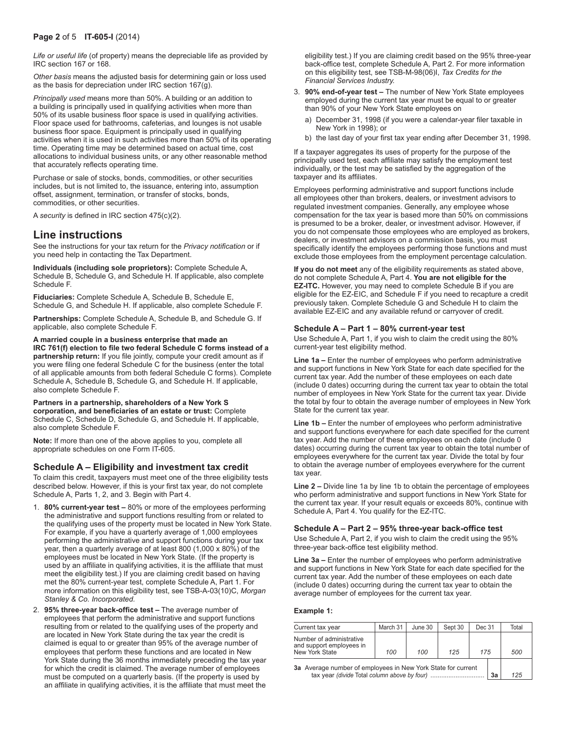*Life or useful life* (of property) means the depreciable life as provided by IRC section 167 or 168.

*Other basis* means the adjusted basis for determining gain or loss used as the basis for depreciation under IRC section 167(g).

*Principally used* means more than 50%. A building or an addition to a building is principally used in qualifying activities when more than 50% of its usable business floor space is used in qualifying activities. Floor space used for bathrooms, cafeterias, and lounges is not usable business floor space. Equipment is principally used in qualifying activities when it is used in such activities more than 50% of its operating time. Operating time may be determined based on actual time, cost allocations to individual business units, or any other reasonable method that accurately reflects operating time.

Purchase or sale of stocks, bonds, commodities, or other securities includes, but is not limited to, the issuance, entering into, assumption offset, assignment, termination, or transfer of stocks, bonds, commodities, or other securities.

A *security* is defined in IRC section 475(c)(2).

## Line instructions

See the instructions for your tax return for the *Privacy notification* or if you need help in contacting the Tax Department.

**Individuals (including sole proprietors):** Complete Schedule A, Schedule B, Schedule G, and Schedule H. If applicable, also complete Schedule F.

**Fiduciaries:** Complete Schedule A, Schedule B, Schedule E, Schedule G, and Schedule H. If applicable, also complete Schedule F.

**Partnerships:** Complete Schedule A, Schedule B, and Schedule G. If applicable, also complete Schedule F.

**A married couple in a business enterprise that made an IRC 761(f) election to file two federal Schedule C forms instead of a partnership return:** If you file jointly, compute your credit amount as if you were filing one federal Schedule C for the business (enter the total of all applicable amounts from both federal Schedule C forms). Complete Schedule A, Schedule B, Schedule G, and Schedule H. If applicable, also complete Schedule F.

**Partners in a partnership, shareholders of a New York S corporation, and beneficiaries of an estate or trust:** Complete Schedule C, Schedule D, Schedule G, and Schedule H. If applicable, also complete Schedule F.

**Note:** If more than one of the above applies to you, complete all appropriate schedules on one Form IT-605.

### Schedule A – Eligibility and investment tax credit

To claim this credit, taxpayers must meet one of the three eligibility tests described below. However, if this is your first tax year, do not complete Schedule A, Parts 1, 2, and 3. Begin with Part 4.

1. **80% current-year test –** 80% or more of the employees performing the administrative and support functions resulting from or related to the qualifying uses of the property must be located in New York State. For example, if you have a quarterly average of 1,000 employees performing the administrative and support functions during your tax year, then a quarterly average of at least 800 (1,000 x 80%) of the employees must be located in New York State. (If the property is used by an affiliate in qualifying activities, it is the affiliate that must meet the eligibility test.) If you are claiming credit based on having met the 80% current-year test, complete Schedule A, Part 1. For more information on this eligibility test, see TSB-A-03(10)C, *Morgan Stanley & Co. Incorporated.*
2. **95% three-year back-office test –** The average number of employees that perform the administrative and support functions resulting from or related to the qualifying uses of the property and are located in New York State during the tax year the credit is claimed is equal to or greater than 95% of the average number of employees that perform these functions and are located in New York State during the 36 months immediately preceding the tax year for which the credit is claimed. The average number of employees must be computed on a quarterly basis. (If the property is used by an affiliate in qualifying activities, it is the affiliate that must meet the eligibility test.) If you are claiming credit based on the 95% three-year back-office test, complete Schedule A, Part 2. For more information on this eligibility test, see TSB-M-98(06)I, *Tax Credits for the Financial Services Industry.*
3. **90% end-of-year test –** The number of New York State employees employed during the current tax year must be equal to or greater than 90% of your New York State employees on
   a) December 31, 1998 (if you were a calendar-year filer taxable in New York in 1998); or
   b) the last day of your first tax year ending after December 31, 1998.

If a taxpayer aggregates its uses of property for the purpose of the principally used test, each affiliate may satisfy the employment test individually, or the test may be satisfied by the aggregation of the taxpayer and its affiliates.

Employees performing administrative and support functions include all employees other than brokers, dealers, or investment advisors to regulated investment companies. Generally, any employee whose compensation for the tax year is based more than 50% on commissions is presumed to be a broker, dealer, or investment advisor. However, if you do not compensate those employees who are employed as brokers, dealers, or investment advisors on a commission basis, you must specifically identify the employees performing those functions and must exclude those employees from the employment percentage calculation.

**If you do not meet** any of the eligibility requirements as stated above, do not complete Schedule A, Part 4. **You are not eligible for the EZ-ITC.** However, you may need to complete Schedule B if you are eligible for the EZ-EIC, and Schedule F if you need to recapture a credit previously taken. Complete Schedule G and Schedule H to claim the available EZ-EIC and any available refund or carryover of credit.

### Schedule A – Part 1 – 80% current-year test

Use Schedule A, Part 1, if you wish to claim the credit using the 80% current-year test eligibility method.

**Line 1a –** Enter the number of employees who perform administrative and support functions in New York State for each date specified for the current tax year. Add the number of these employees on each date (include 0 dates) occurring during the current tax year to obtain the total number of employees in New York State for the current tax year. Divide the total by four to obtain the average number of employees in New York State for the current tax year.

**Line 1b –** Enter the number of employees who perform administrative and support functions everywhere for each date specified for the current tax year. Add the number of these employees on each date (include 0 dates) occurring during the current tax year to obtain the total number of employees everywhere for the current tax year. Divide the total by four to obtain the average number of employees everywhere for the current tax year.

**Line 2 –** Divide line 1a by line 1b to obtain the percentage of employees who perform administrative and support functions in New York State for the current tax year. If your result equals or exceeds 80%, continue with Schedule A, Part 4. You qualify for the EZ-ITC.

### Schedule A – Part 2 – 95% three-year back-office test

Use Schedule A, Part 2, if you wish to claim the credit using the 95% three-year back-office test eligibility method.

**Line 3a –** Enter the number of employees who perform administrative and support functions in New York State for each date specified for the current tax year. Add the number of these employees on each date (include 0 dates) occurring during the current tax year to obtain the average number of employees for the current tax year.

**Example 1:**

| Current tax year | March 31 | June 30 | Sept 30 | Dec 31 | Total |
|---|---|---|---|---|---|
| Number of administrative and support employees in New York State | *100* | *100* | *125* | *175* | *500* |
| **3a** Average number of employees in New York State for current tax year *(divide Total column above by four)* ............................. | | | | **3a** | *125* |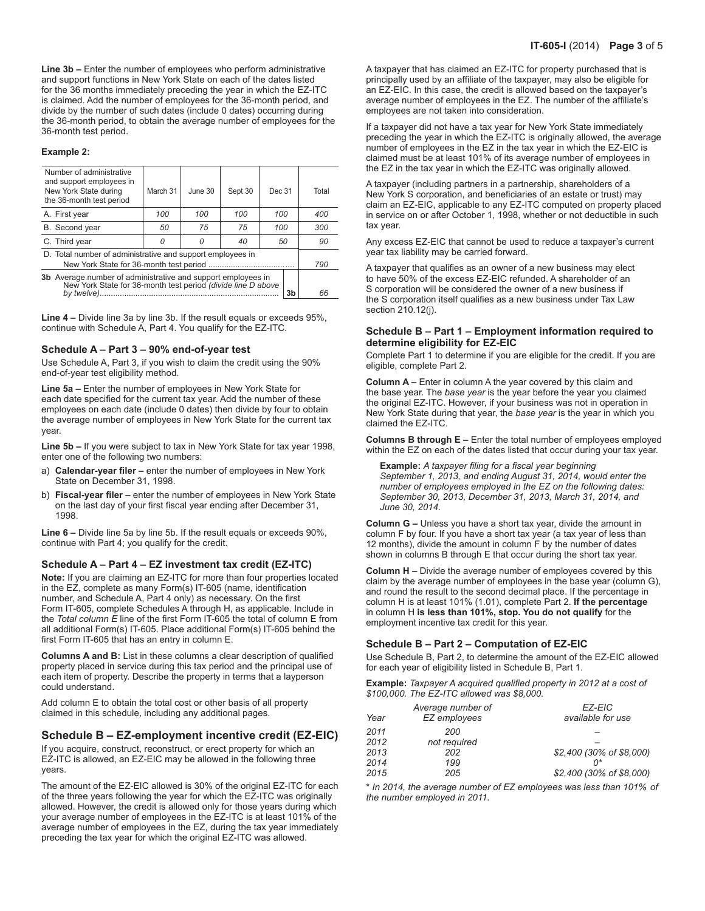**Line 3b –** Enter the number of employees who perform administrative and support functions in New York State on each of the dates listed for the 36 months immediately preceding the year in which the EZ-ITC is claimed. Add the number of employees for the 36-month period, and divide by the number of such dates (include 0 dates) occurring during the 36-month period, to obtain the average number of employees for the 36-month test period.

**Example 2:**

| Number of administrative and support employees in New York State during the 36-month test period | March 31 | June 30 | Sept 30 | Dec 31 | Total |
|---|---|---|---|---|---|
| A. First year | *100* | *100* | *100* | *100* | *400* |
| B. Second year | *50* | *75* | *75* | *100* | *300* |
| C. Third year | *0* | *0* | *40* | *50* | *90* |
| D. Total number of administrative and support employees in New York State for 36-month test period | | | | | *790* |
| **3b** Average number of administrative and support employees in New York State for 36-month test period *(divide line D above by twelve)* | | | | **3b** | *66* |

**Line 4 –** Divide line 3a by line 3b. If the result equals or exceeds 95%, continue with Schedule A, Part 4. You qualify for the EZ-ITC.

### Schedule A – Part 3 – 90% end-of-year test

Use Schedule A, Part 3, if you wish to claim the credit using the 90% end-of-year test eligibility method.

**Line 5a –** Enter the number of employees in New York State for each date specified for the current tax year. Add the number of these employees on each date (include 0 dates) then divide by four to obtain the average number of employees in New York State for the current tax year.

**Line 5b –** If you were subject to tax in New York State for tax year 1998, enter one of the following two numbers:

a) **Calendar-year filer –** enter the number of employees in New York State on December 31, 1998.

b) **Fiscal-year filer –** enter the number of employees in New York State on the last day of your first fiscal year ending after December 31, 1998.

**Line 6 –** Divide line 5a by line 5b. If the result equals or exceeds 90%, continue with Part 4; you qualify for the credit.

### Schedule A – Part 4 – EZ investment tax credit (EZ-ITC)

**Note:** If you are claiming an EZ-ITC for more than four properties located in the EZ, complete as many Form(s) IT-605 (name, identification number, and Schedule A, Part 4 only) as necessary. On the first Form IT-605, complete Schedules A through H, as applicable. Include in the *Total column E* line of the first Form IT-605 the total of column E from all additional Form(s) IT-605. Place additional Form(s) IT-605 behind the first Form IT-605 that has an entry in column E.

**Columns A and B:** List in these columns a clear description of qualified property placed in service during this tax period and the principal use of each item of property. Describe the property in terms that a layperson could understand.

Add column E to obtain the total cost or other basis of all property claimed in this schedule, including any additional pages.

## Schedule B – EZ-employment incentive credit (EZ-EIC)

If you acquire, construct, reconstruct, or erect property for which an EZ-ITC is allowed, an EZ-EIC may be allowed in the following three years.

The amount of the EZ-EIC allowed is 30% of the original EZ-ITC for each of the three years following the year for which the EZ-ITC was originally allowed. However, the credit is allowed only for those years during which your average number of employees in the EZ-ITC is at least 101% of the average number of employees in the EZ, during the tax year immediately preceding the tax year for which the original EZ-ITC was allowed.

A taxpayer that has claimed an EZ-ITC for property purchased that is principally used by an affiliate of the taxpayer, may also be eligible for an EZ-EIC. In this case, the credit is allowed based on the taxpayer's average number of employees in the EZ. The number of the affiliate's employees are not taken into consideration.

If a taxpayer did not have a tax year for New York State immediately preceding the year in which the EZ-ITC is originally allowed, the average number of employees in the EZ in the tax year in which the EZ-EIC is claimed must be at least 101% of its average number of employees in the EZ in the tax year in which the EZ-ITC was originally allowed.

A taxpayer (including partners in a partnership, shareholders of a New York S corporation, and beneficiaries of an estate or trust) may claim an EZ-EIC, applicable to any EZ-ITC computed on property placed in service on or after October 1, 1998, whether or not deductible in such tax year.

Any excess EZ-EIC that cannot be used to reduce a taxpayer's current year tax liability may be carried forward.

A taxpayer that qualifies as an owner of a new business may elect to have 50% of the excess EZ-EIC refunded. A shareholder of an S corporation will be considered the owner of a new business if the S corporation itself qualifies as a new business under Tax Law section 210.12(j).

### Schedule B – Part 1 – Employment information required to determine eligibility for EZ-EIC

Complete Part 1 to determine if you are eligible for the credit. If you are eligible, complete Part 2.

**Column A –** Enter in column A the year covered by this claim and the base year. The *base year* is the year before the year you claimed the original EZ-ITC. However, if your business was not in operation in New York State during that year, the *base year* is the year in which you claimed the EZ-ITC.

**Columns B through E –** Enter the total number of employees employed within the EZ on each of the dates listed that occur during your tax year.

> **Example:** *A taxpayer filing for a fiscal year beginning September 1, 2013, and ending August 31, 2014, would enter the number of employees employed in the EZ on the following dates: September 30, 2013, December 31, 2013, March 31, 2014, and June 30, 2014.*

**Column G –** Unless you have a short tax year, divide the amount in column F by four. If you have a short tax year (a tax year of less than 12 months), divide the amount in column F by the number of dates shown in columns B through E that occur during the short tax year.

**Column H –** Divide the average number of employees covered by this claim by the average number of employees in the base year (column G), and round the result to the second decimal place. If the percentage in column H is at least 101% (1.01), complete Part 2. **If the percentage** in column H **is less than 101%, stop. You do not qualify** for the employment incentive tax credit for this year.

### Schedule B – Part 2 – Computation of EZ-EIC

Use Schedule B, Part 2, to determine the amount of the EZ-EIC allowed for each year of eligibility listed in Schedule B, Part 1.

**Example:** *Taxpayer A acquired qualified property in 2012 at a cost of $100,000. The EZ-ITC allowed was $8,000.*

| *Year* | *Average number of EZ employees* | *EZ-EIC available for use* |
|---|---|---|
| *2011* | *200* | *–* |
| *2012* | *not required* | *–* |
| *2013* | *202* | *$2,400 (30% of $8,000)* |
| *2014* | *199* | *0** |
| *2015* | *205* | *$2,400 (30% of $8,000)* |

* *In 2014, the average number of EZ employees was less than 101% of the number employed in 2011.*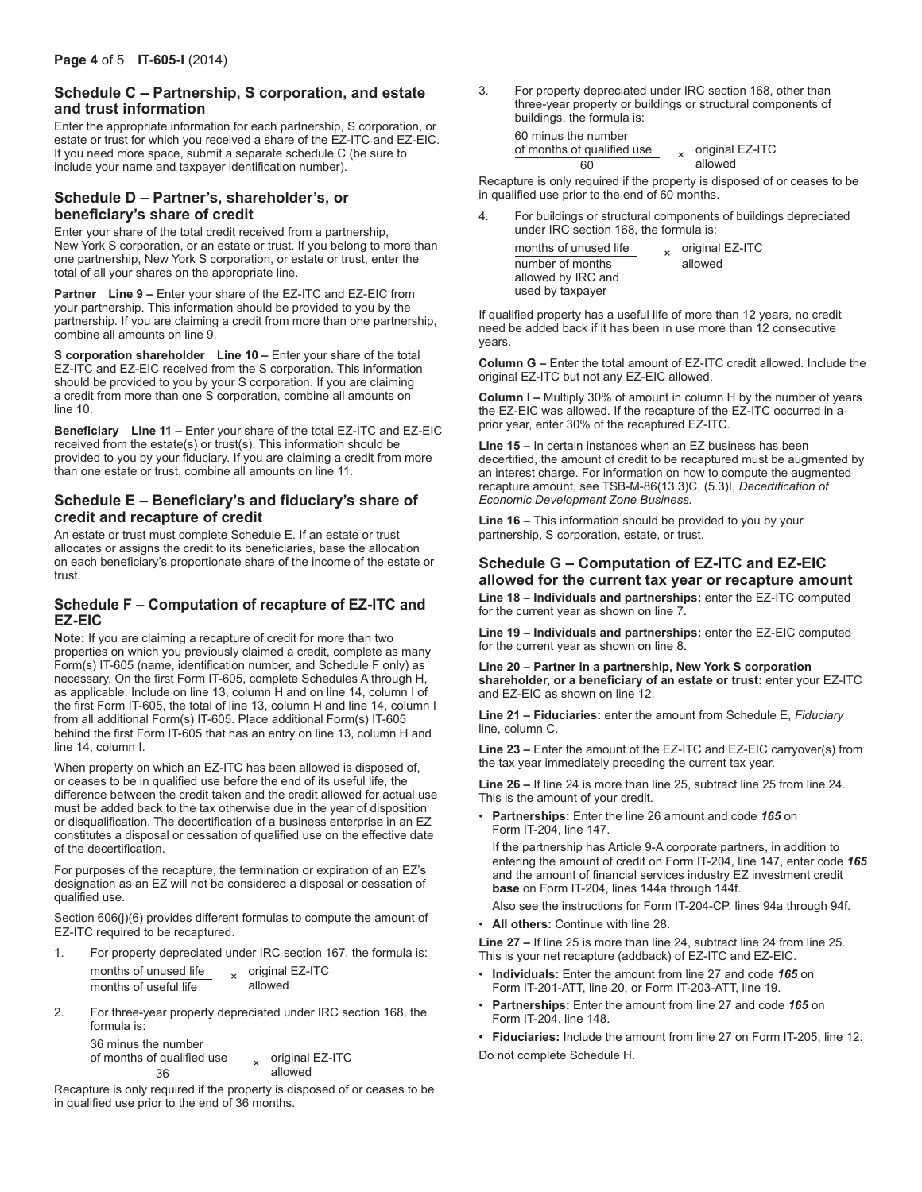## Schedule C – Partnership, S corporation, and estate and trust information

Enter the appropriate information for each partnership, S corporation, or estate or trust for which you received a share of the EZ-ITC and EZ-EIC. If you need more space, submit a separate schedule C (be sure to include your name and taxpayer identification number).

## Schedule D – Partner's, shareholder's, or beneficiary's share of credit

Enter your share of the total credit received from a partnership, New York S corporation, or an estate or trust. If you belong to more than one partnership, New York S corporation, or estate or trust, enter the total of all your shares on the appropriate line.

**Partner Line 9 –** Enter your share of the EZ-ITC and EZ-EIC from your partnership. This information should be provided to you by the partnership. If you are claiming a credit from more than one partnership, combine all amounts on line 9.

**S corporation shareholder Line 10 –** Enter your share of the total EZ-ITC and EZ-EIC received from the S corporation. This information should be provided to you by your S corporation. If you are claiming a credit from more than one S corporation, combine all amounts on line 10.

**Beneficiary Line 11 –** Enter your share of the total EZ-ITC and EZ-EIC received from the estate(s) or trust(s). This information should be provided to you by your fiduciary. If you are claiming a credit from more than one estate or trust, combine all amounts on line 11.

## Schedule E – Beneficiary's and fiduciary's share of credit and recapture of credit

An estate or trust must complete Schedule E. If an estate or trust allocates or assigns the credit to its beneficiaries, base the allocation on each beneficiary's proportionate share of the income of the estate or trust.

## Schedule F – Computation of recapture of EZ-ITC and EZ-EIC

**Note:** If you are claiming a recapture of credit for more than two properties on which you previously claimed a credit, complete as many Form(s) IT-605 (name, identification number, and Schedule F only) as necessary. On the first Form IT-605, complete Schedules A through H, as applicable. Include on line 13, column H and on line 14, column I of the first Form IT-605, the total of line 13, column H and line 14, column I from all additional Form(s) IT-605. Place additional Form(s) IT-605 behind the first Form IT-605 that has an entry on line 13, column H and line 14, column I.

When property on which an EZ-ITC has been allowed is disposed of, or ceases to be in qualified use before the end of its useful life, the difference between the credit taken and the credit allowed for actual use must be added back to the tax otherwise due in the year of disposition or disqualification. The decertification of a business enterprise in an EZ constitutes a disposal or cessation of qualified use on the effective date of the decertification.

For purposes of the recapture, the termination or expiration of an EZ's designation as an EZ will not be considered a disposal or cessation of qualified use.

Section 606(j)(6) provides different formulas to compute the amount of EZ-ITC required to be recaptured.

1. For property depreciated under IRC section 167, the formula is:

$$\frac{\text{months of unused life}}{\text{months of useful life}} \times \text{original EZ-ITC allowed}$$

2. For three-year property depreciated under IRC section 168, the formula is:

$$\frac{\text{36 minus the number of months of qualified use}}{36} \times \text{original EZ-ITC allowed}$$

Recapture is only required if the property is disposed of or ceases to be in qualified use prior to the end of 36 months.

3. For property depreciated under IRC section 168, other than three-year property or buildings or structural components of buildings, the formula is:

$$\frac{\text{60 minus the number of months of qualified use}}{60} \times \text{original EZ-ITC allowed}$$

Recapture is only required if the property is disposed of or ceases to be in qualified use prior to the end of 60 months.

4. For buildings or structural components of buildings depreciated under IRC section 168, the formula is:

$$\frac{\text{months of unused life}}{\text{number of months allowed by IRC and used by taxpayer}} \times \text{original EZ-ITC allowed}$$

If qualified property has a useful life of more than 12 years, no credit need be added back if it has been in use more than 12 consecutive years.

**Column G –** Enter the total amount of EZ-ITC credit allowed. Include the original EZ-ITC but not any EZ-EIC allowed.

**Column I –** Multiply 30% of amount in column H by the number of years the EZ-EIC was allowed. If the recapture of the EZ-ITC occurred in a prior year, enter 30% of the recaptured EZ-ITC.

**Line 15 –** In certain instances when an EZ business has been decertified, the amount of credit to be recaptured must be augmented by an interest charge. For information on how to compute the augmented recapture amount, see TSB-M-86(13.3)C, (5.3)I, *Decertification of Economic Development Zone Business.*

**Line 16 –** This information should be provided to you by your partnership, S corporation, estate, or trust.

## Schedule G – Computation of EZ-ITC and EZ-EIC allowed for the current tax year or recapture amount

**Line 18 – Individuals and partnerships:** enter the EZ-ITC computed for the current year as shown on line 7.

**Line 19 – Individuals and partnerships:** enter the EZ-EIC computed for the current year as shown on line 8.

**Line 20 – Partner in a partnership, New York S corporation shareholder, or a beneficiary of an estate or trust:** enter your EZ-ITC and EZ-EIC as shown on line 12.

**Line 21 – Fiduciaries:** enter the amount from Schedule E, *Fiduciary* line, column C.

**Line 23 –** Enter the amount of the EZ-ITC and EZ-EIC carryover(s) from the tax year immediately preceding the current tax year.

**Line 26 –** If line 24 is more than line 25, subtract line 25 from line 24. This is the amount of your credit.

- **Partnerships:** Enter the line 26 amount and code ***165*** on Form IT-204, line 147.

  If the partnership has Article 9-A corporate partners, in addition to entering the amount of credit on Form IT-204, line 147, enter code ***165*** and the amount of financial services industry EZ investment credit **base** on Form IT-204, lines 144a through 144f.

  Also see the instructions for Form IT-204-CP, lines 94a through 94f.

- **All others:** Continue with line 28.

**Line 27 –** If line 25 is more than line 24, subtract line 24 from line 25. This is your net recapture (addback) of EZ-ITC and EZ-EIC.

- **Individuals:** Enter the amount from line 27 and code ***165*** on Form IT-201-ATT, line 20, or Form IT-203-ATT, line 19.
- **Partnerships:** Enter the amount from line 27 and code ***165*** on Form IT-204, line 148.
- **Fiduciaries:** Include the amount from line 27 on Form IT-205, line 12.

Do not complete Schedule H.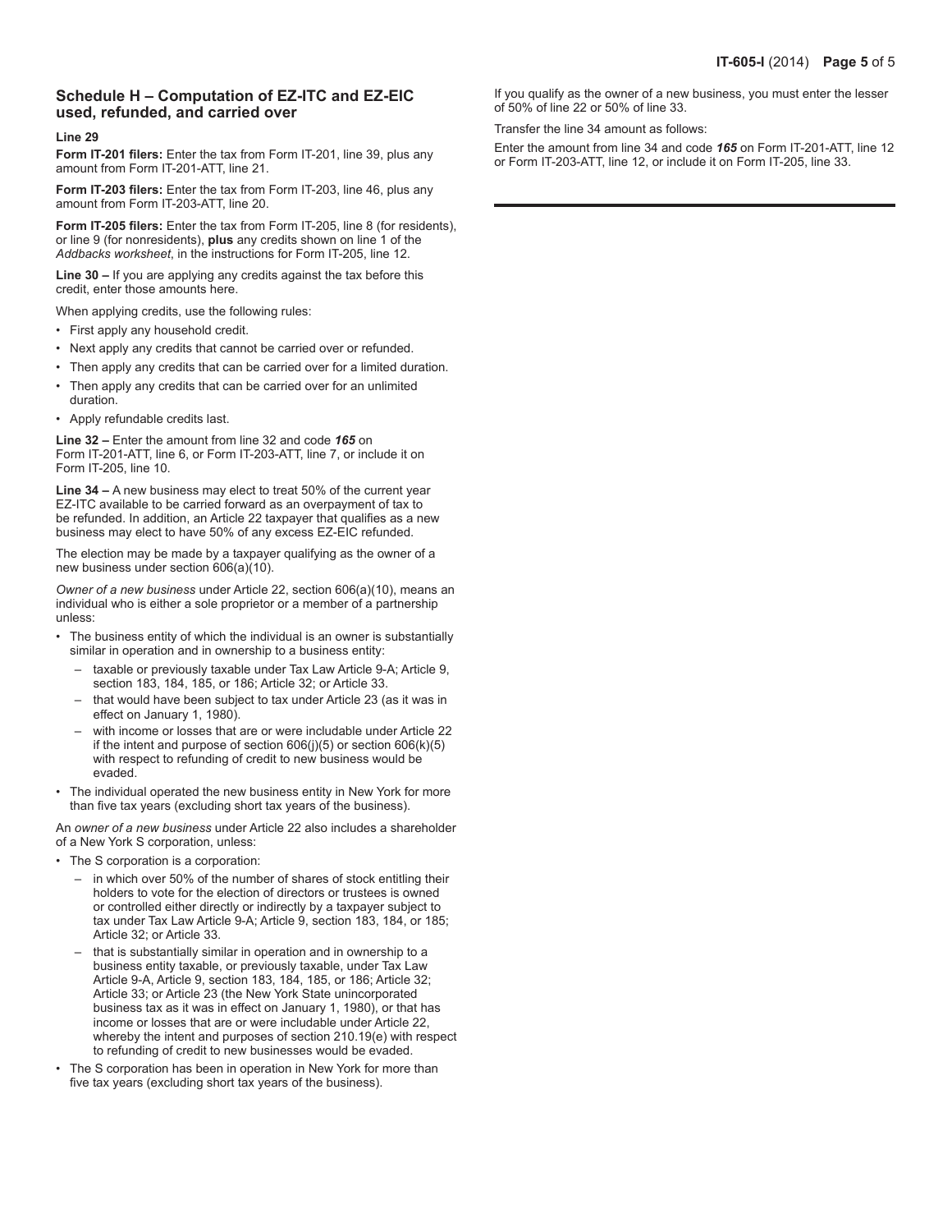## Schedule H – Computation of EZ-ITC and EZ-EIC used, refunded, and carried over

**Line 29**

**Form IT-201 filers:** Enter the tax from Form IT-201, line 39, plus any amount from Form IT-201-ATT, line 21.

**Form IT-203 filers:** Enter the tax from Form IT-203, line 46, plus any amount from Form IT-203-ATT, line 20.

**Form IT-205 filers:** Enter the tax from Form IT-205, line 8 (for residents), or line 9 (for nonresidents), **plus** any credits shown on line 1 of the *Addbacks worksheet*, in the instructions for Form IT-205, line 12.

**Line 30 –** If you are applying any credits against the tax before this credit, enter those amounts here.

When applying credits, use the following rules:

- First apply any household credit.
- Next apply any credits that cannot be carried over or refunded.
- Then apply any credits that can be carried over for a limited duration.
- Then apply any credits that can be carried over for an unlimited duration.
- Apply refundable credits last.

**Line 32 –** Enter the amount from line 32 and code ***165*** on Form IT-201-ATT, line 6, or Form IT-203-ATT, line 7, or include it on Form IT-205, line 10.

**Line 34 –** A new business may elect to treat 50% of the current year EZ-ITC available to be carried forward as an overpayment of tax to be refunded. In addition, an Article 22 taxpayer that qualifies as a new business may elect to have 50% of any excess EZ-EIC refunded.

The election may be made by a taxpayer qualifying as the owner of a new business under section 606(a)(10).

*Owner of a new business* under Article 22, section 606(a)(10), means an individual who is either a sole proprietor or a member of a partnership unless:

- The business entity of which the individual is an owner is substantially similar in operation and in ownership to a business entity:
  - taxable or previously taxable under Tax Law Article 9-A; Article 9, section 183, 184, 185, or 186; Article 32; or Article 33.
  - that would have been subject to tax under Article 23 (as it was in effect on January 1, 1980).
  - with income or losses that are or were includable under Article 22 if the intent and purpose of section 606(j)(5) or section 606(k)(5) with respect to refunding of credit to new business would be evaded.
- The individual operated the new business entity in New York for more than five tax years (excluding short tax years of the business).

An *owner of a new business* under Article 22 also includes a shareholder of a New York S corporation, unless:

- The S corporation is a corporation:
  - in which over 50% of the number of shares of stock entitling their holders to vote for the election of directors or trustees is owned or controlled either directly or indirectly by a taxpayer subject to tax under Tax Law Article 9-A; Article 9, section 183, 184, or 185; Article 32; or Article 33.
  - that is substantially similar in operation and in ownership to a business entity taxable, or previously taxable, under Tax Law Article 9-A, Article 9, section 183, 184, 185, or 186; Article 32; Article 33; or Article 23 (the New York State unincorporated business tax as it was in effect on January 1, 1980), or that has income or losses that are or were includable under Article 22, whereby the intent and purposes of section 210.19(e) with respect to refunding of credit to new businesses would be evaded.
- The S corporation has been in operation in New York for more than five tax years (excluding short tax years of the business).

If you qualify as the owner of a new business, you must enter the lesser of 50% of line 22 or 50% of line 33.

Transfer the line 34 amount as follows:

Enter the amount from line 34 and code ***165*** on Form IT-201-ATT, line 12 or Form IT-203-ATT, line 12, or include it on Form IT-205, line 33.